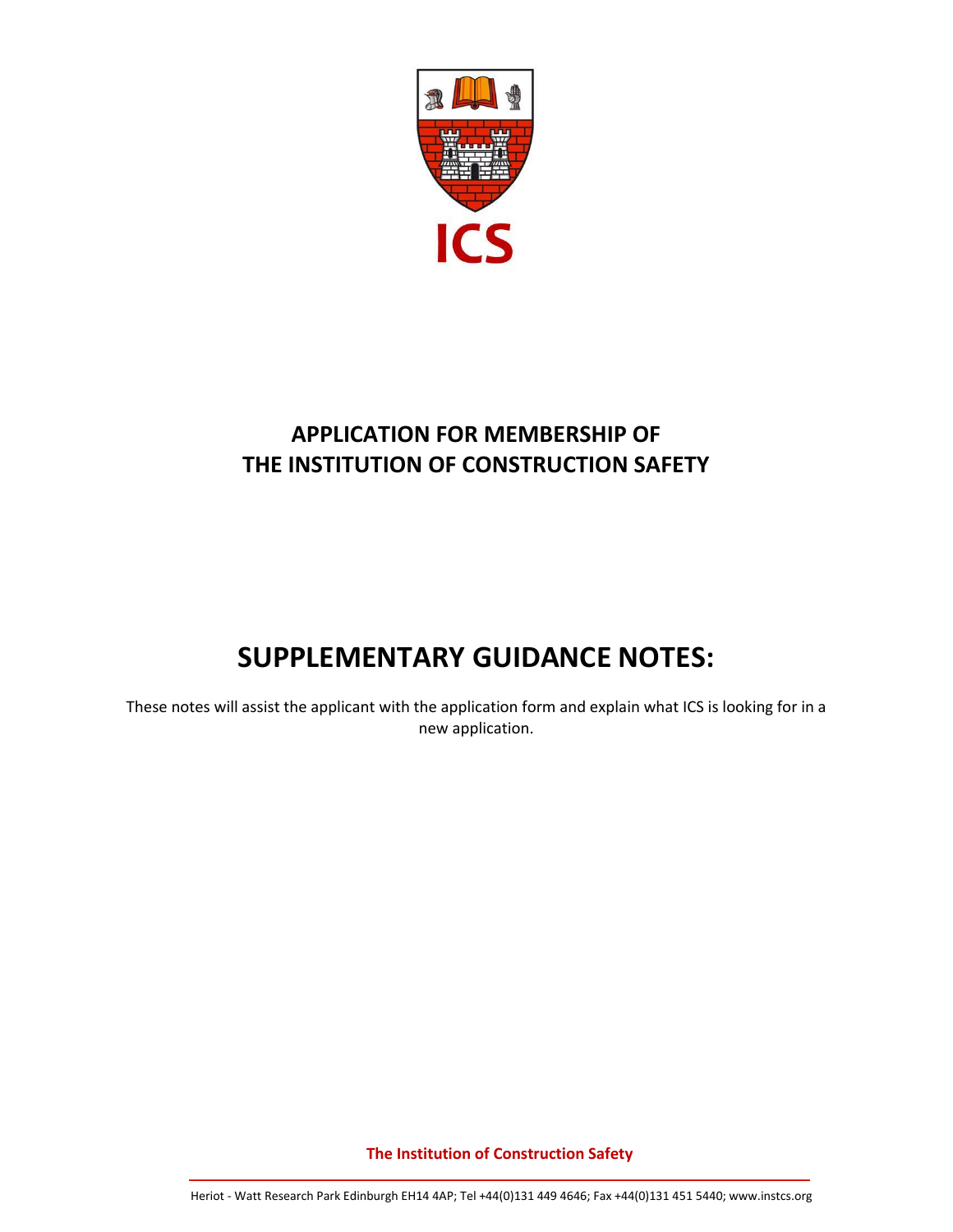ICS

# APPLICATION FOR MEMBERSHIP OF THE INSTITUTION OF CONSTRUCTION SAFETY

# SUPPLEMENTARY GUIDANCE NOTES:

These notes will assist the applicant with the application form and explain what ICS is looking for in a new application.

**The Institution of Construction Safety**

Heriot - Watt Research Park Edinburgh EH14 4AP; Tel +44(0)131 449 4646; Fax +44(0)131 451 5440; www.instcs.org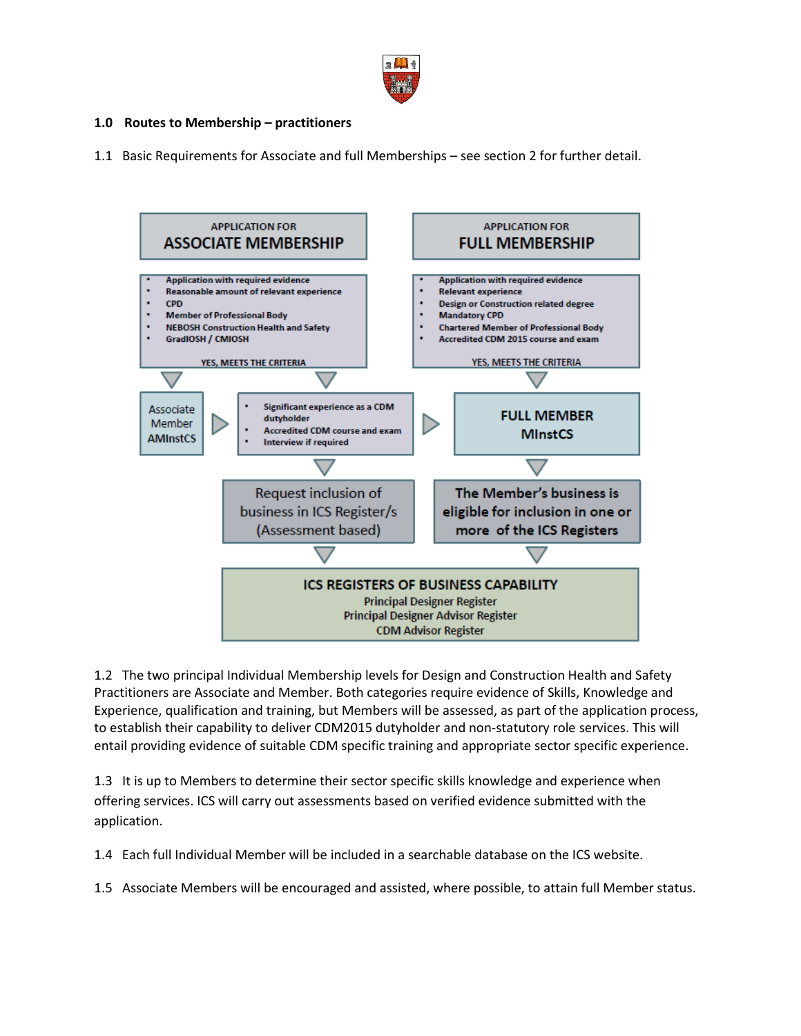## 1.0 Routes to Membership – practitioners

1.1 Basic Requirements for Associate and full Memberships – see section 2 for further detail.

**APPLICATION FOR ASSOCIATE MEMBERSHIP**

- Application with required evidence
- Reasonable amount of relevant experience
- CPD
- Member of Professional Body
- NEBOSH Construction Health and Safety
- GradIOSH / CMIOSH

YES, MEETS THE CRITERIA

**APPLICATION FOR FULL MEMBERSHIP**

- Application with required evidence
- Relevant experience
- Design or Construction related degree
- Mandatory CPD
- Chartered Member of Professional Body
- Accredited CDM 2015 course and exam

YES, MEETS THE CRITERIA

Associate Member AMInstCS

- Significant experience as a CDM dutyholder
- Accredited CDM course and exam
- Interview if required

**FULL MEMBER MInstCS**

Request inclusion of business in ICS Register/s (Assessment based)

**The Member's business is eligible for inclusion in one or more of the ICS Registers**

**ICS REGISTERS OF BUSINESS CAPABILITY**
Principal Designer Register
Principal Designer Advisor Register
CDM Advisor Register

1.2 The two principal Individual Membership levels for Design and Construction Health and Safety Practitioners are Associate and Member. Both categories require evidence of Skills, Knowledge and Experience, qualification and training, but Members will be assessed, as part of the application process, to establish their capability to deliver CDM2015 dutyholder and non-statutory role services. This will entail providing evidence of suitable CDM specific training and appropriate sector specific experience.

1.3 It is up to Members to determine their sector specific skills knowledge and experience when offering services. ICS will carry out assessments based on verified evidence submitted with the application.

1.4 Each full Individual Member will be included in a searchable database on the ICS website.

1.5 Associate Members will be encouraged and assisted, where possible, to attain full Member status.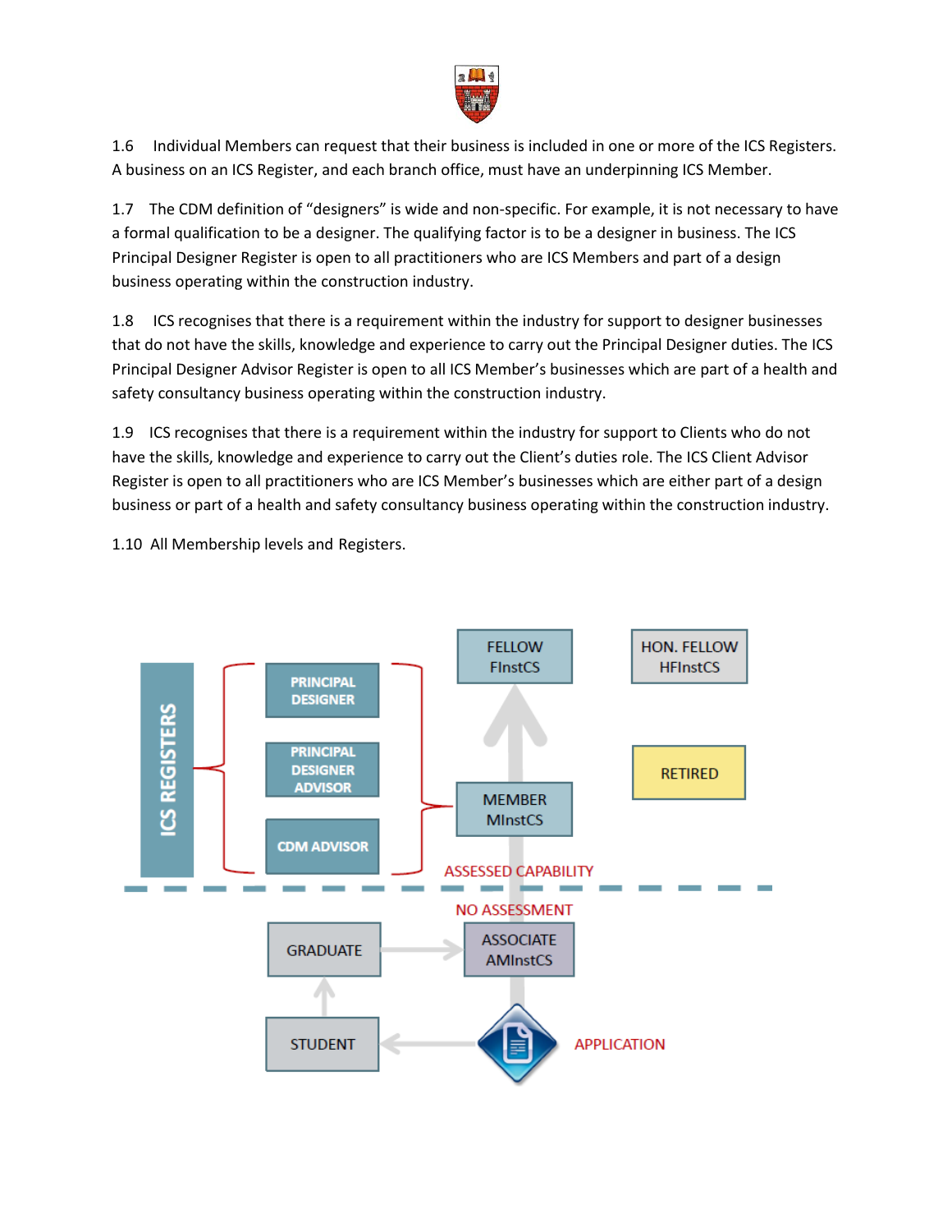1.6 Individual Members can request that their business is included in one or more of the ICS Registers. A business on an ICS Register, and each branch office, must have an underpinning ICS Member.

1.7 The CDM definition of "designers" is wide and non-specific. For example, it is not necessary to have a formal qualification to be a designer. The qualifying factor is to be a designer in business. The ICS Principal Designer Register is open to all practitioners who are ICS Members and part of a design business operating within the construction industry.

1.8 ICS recognises that there is a requirement within the industry for support to designer businesses that do not have the skills, knowledge and experience to carry out the Principal Designer duties. The ICS Principal Designer Advisor Register is open to all ICS Member's businesses which are part of a health and safety consultancy business operating within the construction industry.

1.9 ICS recognises that there is a requirement within the industry for support to Clients who do not have the skills, knowledge and experience to carry out the Client's duties role. The ICS Client Advisor Register is open to all practitioners who are ICS Member's businesses which are either part of a design business or part of a health and safety consultancy business operating within the construction industry.

1.10 All Membership levels and Registers.

ICS REGISTERS: PRINCIPAL DESIGNER; PRINCIPAL DESIGNER ADVISOR; CDM ADVISOR

FELLOW FInstCS

HON. FELLOW HFInstCS

MEMBER MInstCS

RETIRED

ASSESSED CAPABILITY

NO ASSESSMENT

GRADUATE

ASSOCIATE AMInstCS

STUDENT

APPLICATION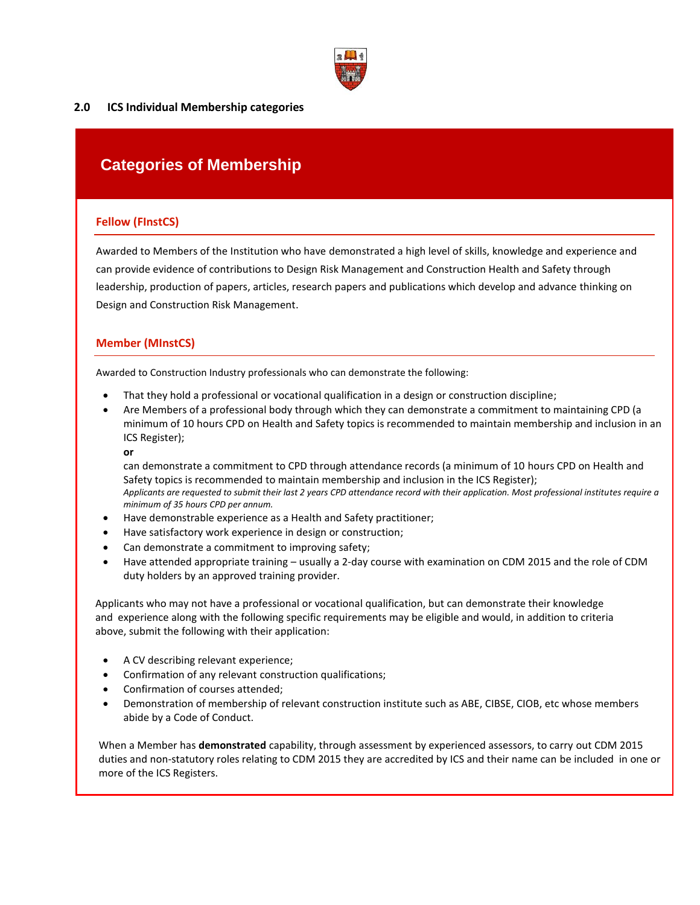## 2.0 ICS Individual Membership categories

# Categories of Membership

### Fellow (FInstCS)

Awarded to Members of the Institution who have demonstrated a high level of skills, knowledge and experience and can provide evidence of contributions to Design Risk Management and Construction Health and Safety through leadership, production of papers, articles, research papers and publications which develop and advance thinking on Design and Construction Risk Management.

### Member (MInstCS)

Awarded to Construction Industry professionals who can demonstrate the following:

- That they hold a professional or vocational qualification in a design or construction discipline;
- Are Members of a professional body through which they can demonstrate a commitment to maintaining CPD (a minimum of 10 hours CPD on Health and Safety topics is recommended to maintain membership and inclusion in an ICS Register);

  **or**

  can demonstrate a commitment to CPD through attendance records (a minimum of 10 hours CPD on Health and Safety topics is recommended to maintain membership and inclusion in the ICS Register);
  *Applicants are requested to submit their last 2 years CPD attendance record with their application. Most professional institutes require a minimum of 35 hours CPD per annum.*
- Have demonstrable experience as a Health and Safety practitioner;
- Have satisfactory work experience in design or construction;
- Can demonstrate a commitment to improving safety;
- Have attended appropriate training – usually a 2-day course with examination on CDM 2015 and the role of CDM duty holders by an approved training provider.

Applicants who may not have a professional or vocational qualification, but can demonstrate their knowledge and experience along with the following specific requirements may be eligible and would, in addition to criteria above, submit the following with their application:

- A CV describing relevant experience;
- Confirmation of any relevant construction qualifications;
- Confirmation of courses attended;
- Demonstration of membership of relevant construction institute such as ABE, CIBSE, CIOB, etc whose members abide by a Code of Conduct.

When a Member has **demonstrated** capability, through assessment by experienced assessors, to carry out CDM 2015 duties and non-statutory roles relating to CDM 2015 they are accredited by ICS and their name can be included in one or more of the ICS Registers.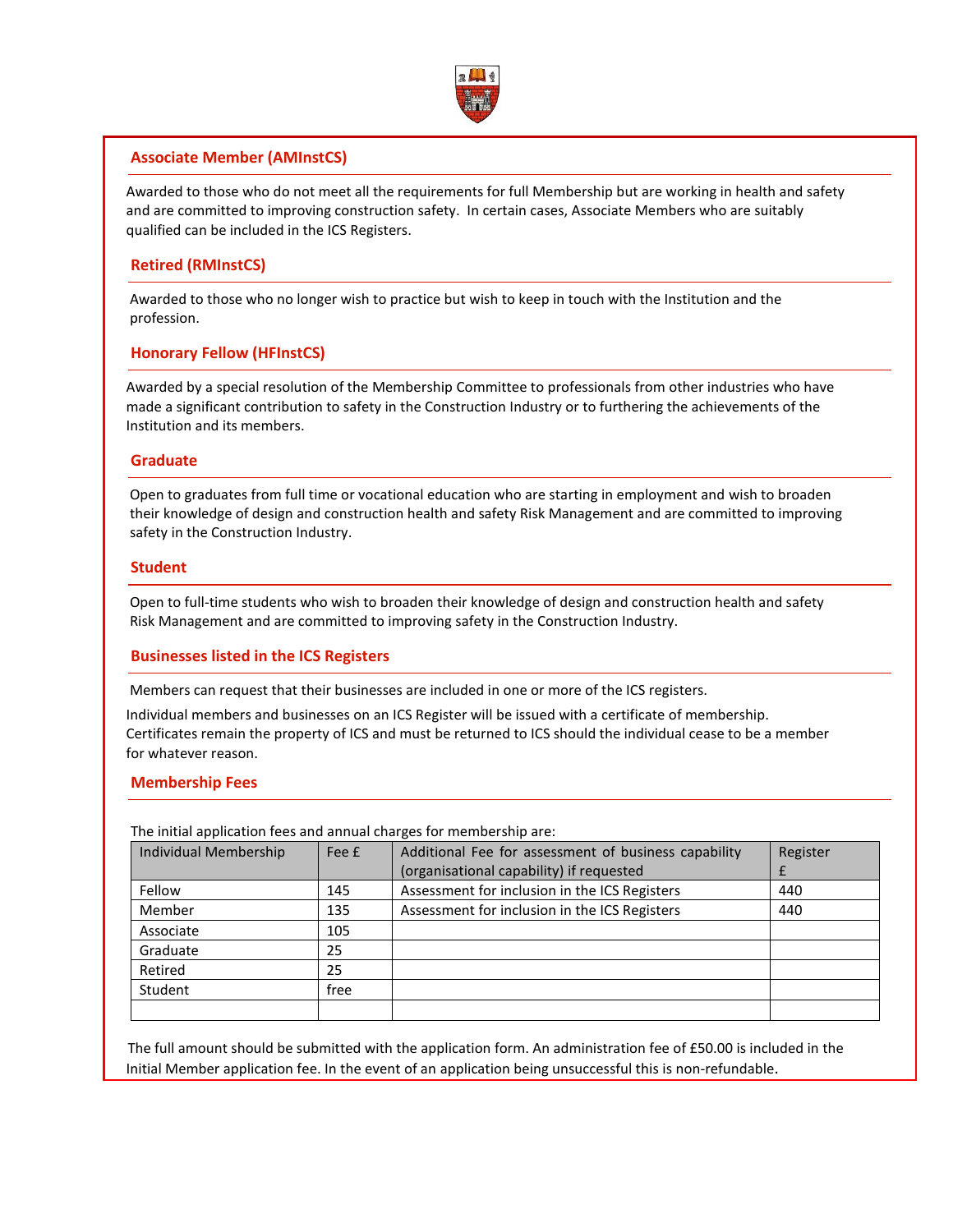## Associate Member (AMInstCS)

Awarded to those who do not meet all the requirements for full Membership but are working in health and safety and are committed to improving construction safety. In certain cases, Associate Members who are suitably qualified can be included in the ICS Registers.

## Retired (RMInstCS)

Awarded to those who no longer wish to practice but wish to keep in touch with the Institution and the profession.

## Honorary Fellow (HFInstCS)

Awarded by a special resolution of the Membership Committee to professionals from other industries who have made a significant contribution to safety in the Construction Industry or to furthering the achievements of the Institution and its members.

## Graduate

Open to graduates from full time or vocational education who are starting in employment and wish to broaden their knowledge of design and construction health and safety Risk Management and are committed to improving safety in the Construction Industry.

## Student

Open to full-time students who wish to broaden their knowledge of design and construction health and safety Risk Management and are committed to improving safety in the Construction Industry.

## Businesses listed in the ICS Registers

Members can request that their businesses are included in one or more of the ICS registers.

Individual members and businesses on an ICS Register will be issued with a certificate of membership. Certificates remain the property of ICS and must be returned to ICS should the individual cease to be a member for whatever reason.

## Membership Fees

The initial application fees and annual charges for membership are:

| Individual Membership | Fee £ | Additional Fee for assessment of business capability (organisational capability) if requested | Register £ |
|---|---|---|---|
| Fellow | 145 | Assessment for inclusion in the ICS Registers | 440 |
| Member | 135 | Assessment for inclusion in the ICS Registers | 440 |
| Associate | 105 | | |
| Graduate | 25 | | |
| Retired | 25 | | |
| Student | free | | |
| | | | |

The full amount should be submitted with the application form. An administration fee of £50.00 is included in the Initial Member application fee. In the event of an application being unsuccessful this is non-refundable.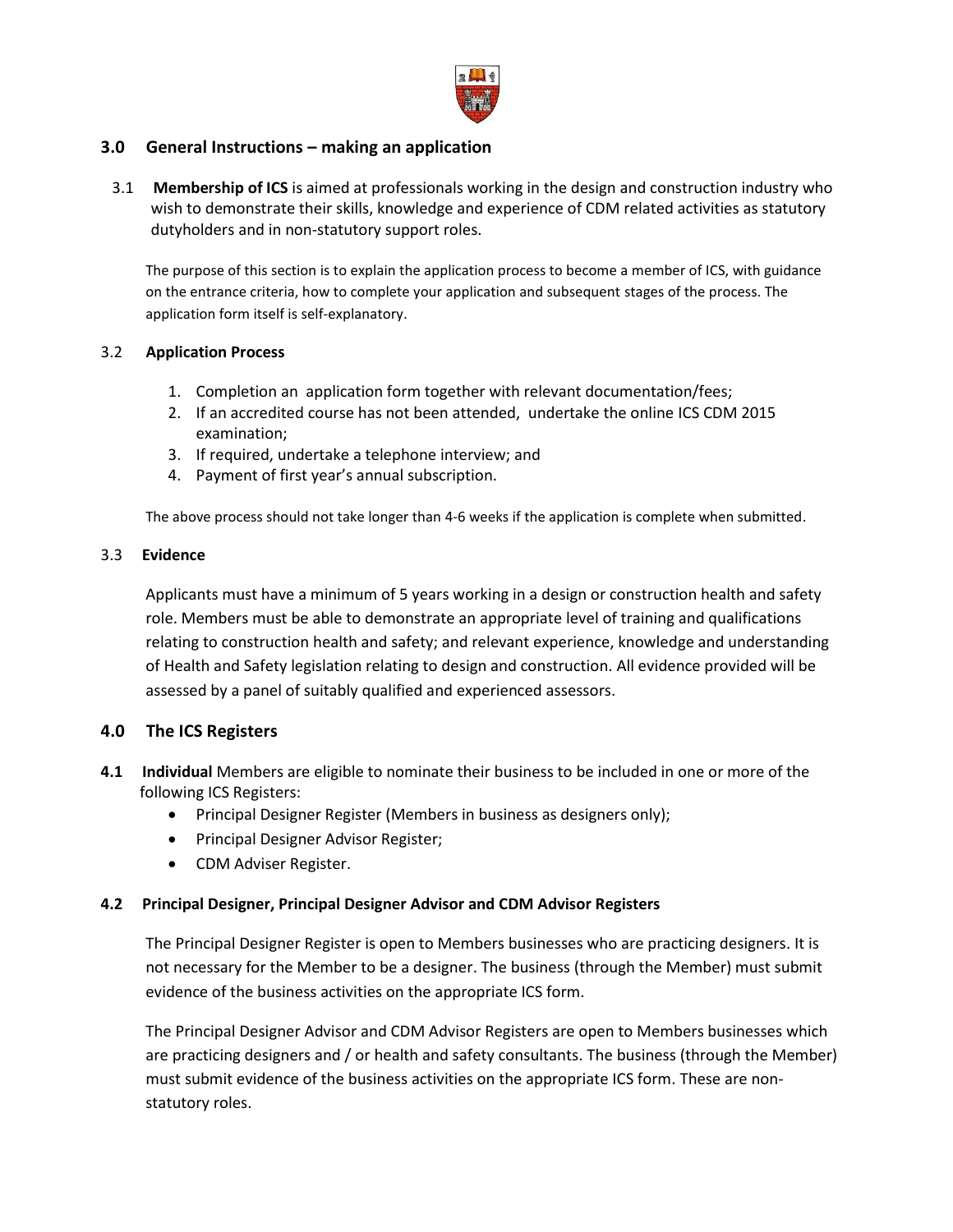## 3.0 General Instructions – making an application

3.1 **Membership of ICS** is aimed at professionals working in the design and construction industry who wish to demonstrate their skills, knowledge and experience of CDM related activities as statutory dutyholders and in non-statutory support roles.

The purpose of this section is to explain the application process to become a member of ICS, with guidance on the entrance criteria, how to complete your application and subsequent stages of the process. The application form itself is self-explanatory.

3.2 **Application Process**

1. Completion an application form together with relevant documentation/fees;
2. If an accredited course has not been attended, undertake the online ICS CDM 2015 examination;
3. If required, undertake a telephone interview; and
4. Payment of first year's annual subscription.

The above process should not take longer than 4-6 weeks if the application is complete when submitted.

3.3 **Evidence**

Applicants must have a minimum of 5 years working in a design or construction health and safety role. Members must be able to demonstrate an appropriate level of training and qualifications relating to construction health and safety; and relevant experience, knowledge and understanding of Health and Safety legislation relating to design and construction. All evidence provided will be assessed by a panel of suitably qualified and experienced assessors.

## 4.0 The ICS Registers

**4.1 Individual** Members are eligible to nominate their business to be included in one or more of the following ICS Registers:

- Principal Designer Register (Members in business as designers only);
- Principal Designer Advisor Register;
- CDM Adviser Register.

**4.2 Principal Designer, Principal Designer Advisor and CDM Advisor Registers**

The Principal Designer Register is open to Members businesses who are practicing designers. It is not necessary for the Member to be a designer. The business (through the Member) must submit evidence of the business activities on the appropriate ICS form.

The Principal Designer Advisor and CDM Advisor Registers are open to Members businesses which are practicing designers and / or health and safety consultants. The business (through the Member) must submit evidence of the business activities on the appropriate ICS form. These are non-statutory roles.